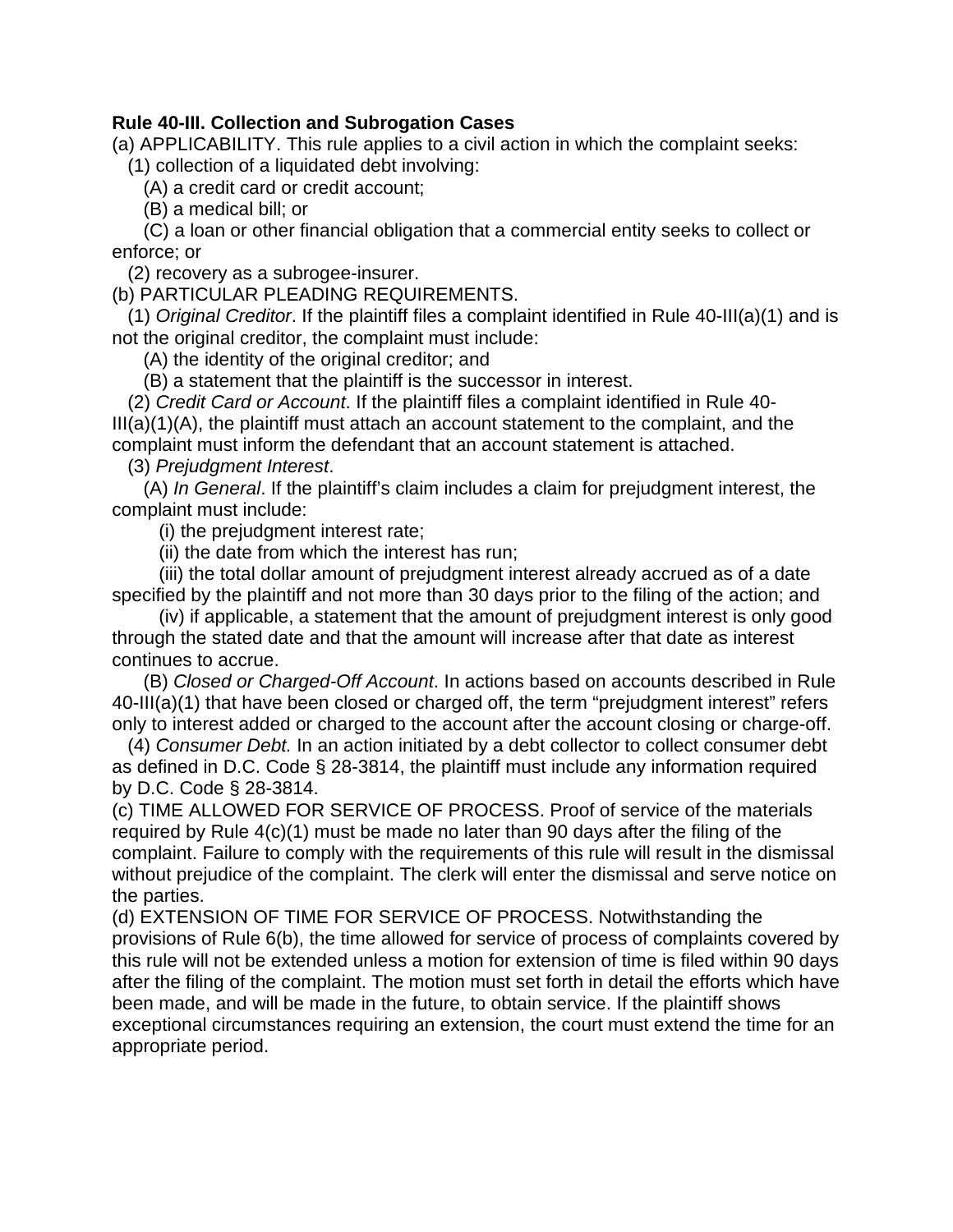**Rule 40-III. Collection and Subrogation Cases**

(a) APPLICABILITY. This rule applies to a civil action in which the complaint seeks:

(1) collection of a liquidated debt involving:

(A) a credit card or credit account;

(B) a medical bill; or

(C) a loan or other financial obligation that a commercial entity seeks to collect or enforce; or

(2) recovery as a subrogee-insurer.

(b) PARTICULAR PLEADING REQUIREMENTS.

(1) *Original Creditor*. If the plaintiff files a complaint identified in Rule 40-III(a)(1) and is not the original creditor, the complaint must include:

(A) the identity of the original creditor; and

(B) a statement that the plaintiff is the successor in interest.

(2) *Credit Card or Account*. If the plaintiff files a complaint identified in Rule 40-III(a)(1)(A), the plaintiff must attach an account statement to the complaint, and the complaint must inform the defendant that an account statement is attached.

(3) *Prejudgment Interest*.

(A) *In General*. If the plaintiff's claim includes a claim for prejudgment interest, the complaint must include:

(i) the prejudgment interest rate;

(ii) the date from which the interest has run;

(iii) the total dollar amount of prejudgment interest already accrued as of a date specified by the plaintiff and not more than 30 days prior to the filing of the action; and

(iv) if applicable, a statement that the amount of prejudgment interest is only good through the stated date and that the amount will increase after that date as interest continues to accrue.

(B) *Closed or Charged-Off Account*. In actions based on accounts described in Rule 40-III(a)(1) that have been closed or charged off, the term "prejudgment interest" refers only to interest added or charged to the account after the account closing or charge-off.

(4) *Consumer Debt.* In an action initiated by a debt collector to collect consumer debt as defined in D.C. Code § 28-3814, the plaintiff must include any information required by D.C. Code § 28-3814.

(c) TIME ALLOWED FOR SERVICE OF PROCESS. Proof of service of the materials required by Rule 4(c)(1) must be made no later than 90 days after the filing of the complaint. Failure to comply with the requirements of this rule will result in the dismissal without prejudice of the complaint. The clerk will enter the dismissal and serve notice on the parties.

(d) EXTENSION OF TIME FOR SERVICE OF PROCESS. Notwithstanding the provisions of Rule 6(b), the time allowed for service of process of complaints covered by this rule will not be extended unless a motion for extension of time is filed within 90 days after the filing of the complaint. The motion must set forth in detail the efforts which have been made, and will be made in the future, to obtain service. If the plaintiff shows exceptional circumstances requiring an extension, the court must extend the time for an appropriate period.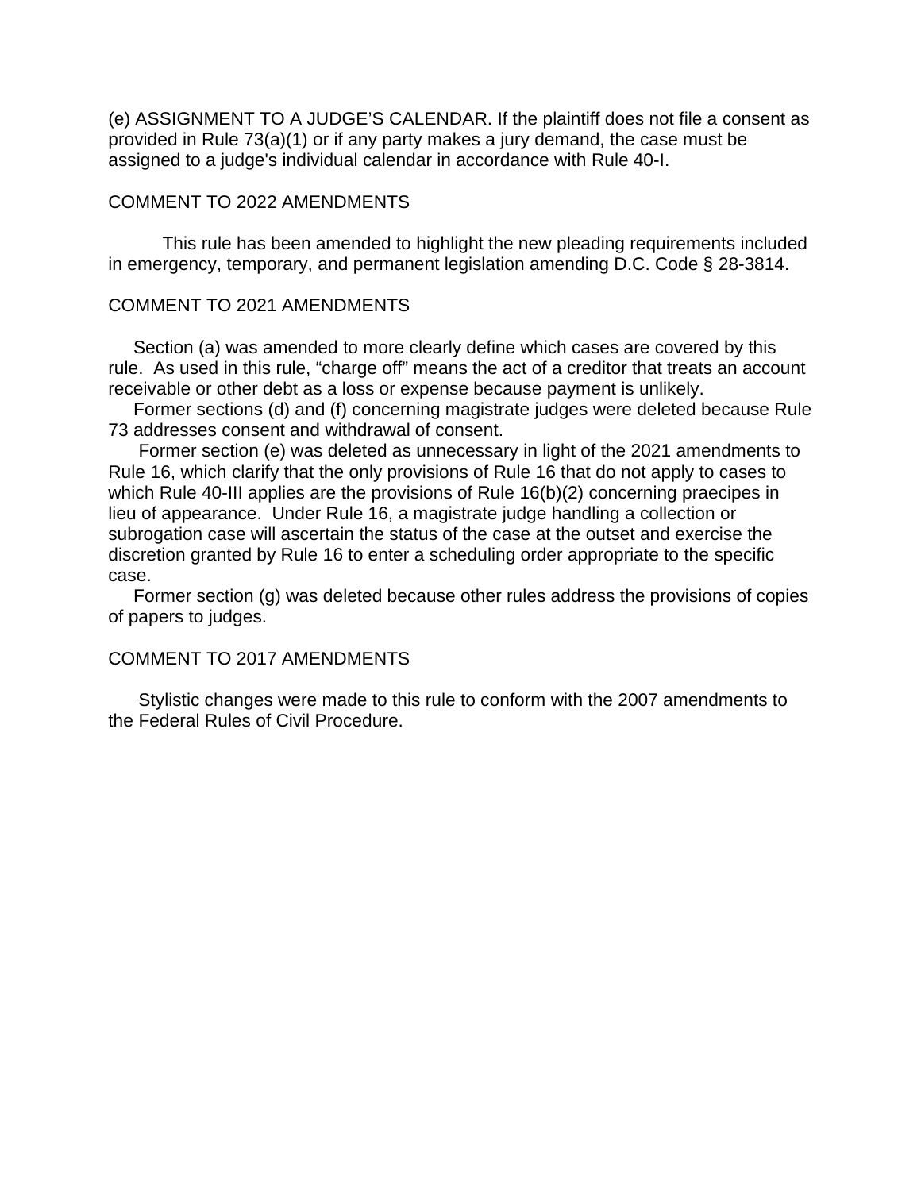(e) ASSIGNMENT TO A JUDGE'S CALENDAR. If the plaintiff does not file a consent as provided in Rule 73(a)(1) or if any party makes a jury demand, the case must be assigned to a judge's individual calendar in accordance with Rule 40-I.

COMMENT TO 2022 AMENDMENTS

This rule has been amended to highlight the new pleading requirements included in emergency, temporary, and permanent legislation amending D.C. Code § 28-3814.

COMMENT TO 2021 AMENDMENTS

Section (a) was amended to more clearly define which cases are covered by this rule. As used in this rule, "charge off" means the act of a creditor that treats an account receivable or other debt as a loss or expense because payment is unlikely.

Former sections (d) and (f) concerning magistrate judges were deleted because Rule 73 addresses consent and withdrawal of consent.

Former section (e) was deleted as unnecessary in light of the 2021 amendments to Rule 16, which clarify that the only provisions of Rule 16 that do not apply to cases to which Rule 40-III applies are the provisions of Rule 16(b)(2) concerning praecipes in lieu of appearance. Under Rule 16, a magistrate judge handling a collection or subrogation case will ascertain the status of the case at the outset and exercise the discretion granted by Rule 16 to enter a scheduling order appropriate to the specific case.

Former section (g) was deleted because other rules address the provisions of copies of papers to judges.

COMMENT TO 2017 AMENDMENTS

Stylistic changes were made to this rule to conform with the 2007 amendments to the Federal Rules of Civil Procedure.